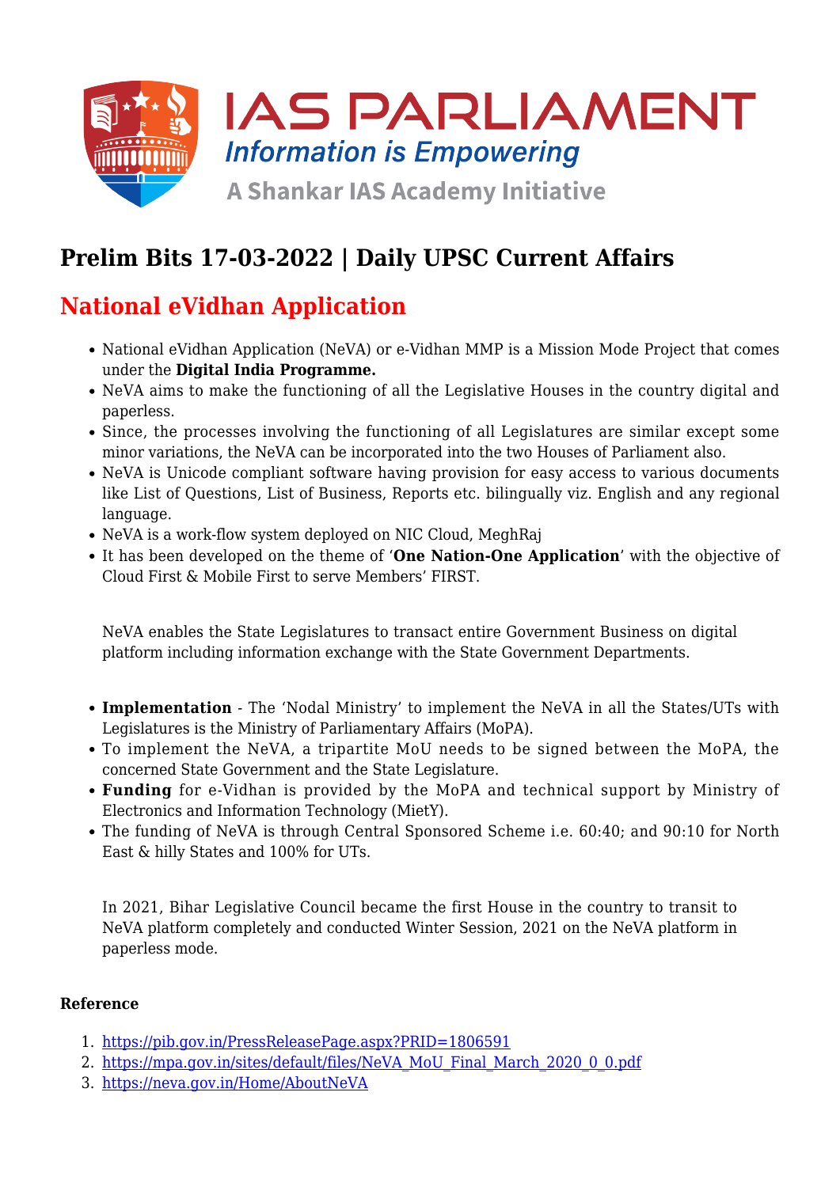# Prelim Bits 17-03-2022 | Daily UPSC Current Affairs

## National eVidhan Application

- National eVidhan Application (NeVA) or e-Vidhan MMP is a Mission Mode Project that comes under the **Digital India Programme.**
- NeVA aims to make the functioning of all the Legislative Houses in the country digital and paperless.
- Since, the processes involving the functioning of all Legislatures are similar except some minor variations, the NeVA can be incorporated into the two Houses of Parliament also.
- NeVA is Unicode compliant software having provision for easy access to various documents like List of Questions, List of Business, Reports etc. bilingually viz. English and any regional language.
- NeVA is a work-flow system deployed on NIC Cloud, MeghRaj
- It has been developed on the theme of '**One Nation-One Application**' with the objective of Cloud First & Mobile First to serve Members' FIRST.

NeVA enables the State Legislatures to transact entire Government Business on digital platform including information exchange with the State Government Departments.

- **Implementation** - The 'Nodal Ministry' to implement the NeVA in all the States/UTs with Legislatures is the Ministry of Parliamentary Affairs (MoPA).
- To implement the NeVA, a tripartite MoU needs to be signed between the MoPA, the concerned State Government and the State Legislature.
- **Funding** for e-Vidhan is provided by the MoPA and technical support by Ministry of Electronics and Information Technology (MietY).
- The funding of NeVA is through Central Sponsored Scheme i.e. 60:40; and 90:10 for North East & hilly States and 100% for UTs.

In 2021, Bihar Legislative Council became the first House in the country to transit to NeVA platform completely and conducted Winter Session, 2021 on the NeVA platform in paperless mode.

**Reference**

1. https://pib.gov.in/PressReleasePage.aspx?PRID=1806591
2. https://mpa.gov.in/sites/default/files/NeVA_MoU_Final_March_2020_0_0.pdf
3. https://neva.gov.in/Home/AboutNeVA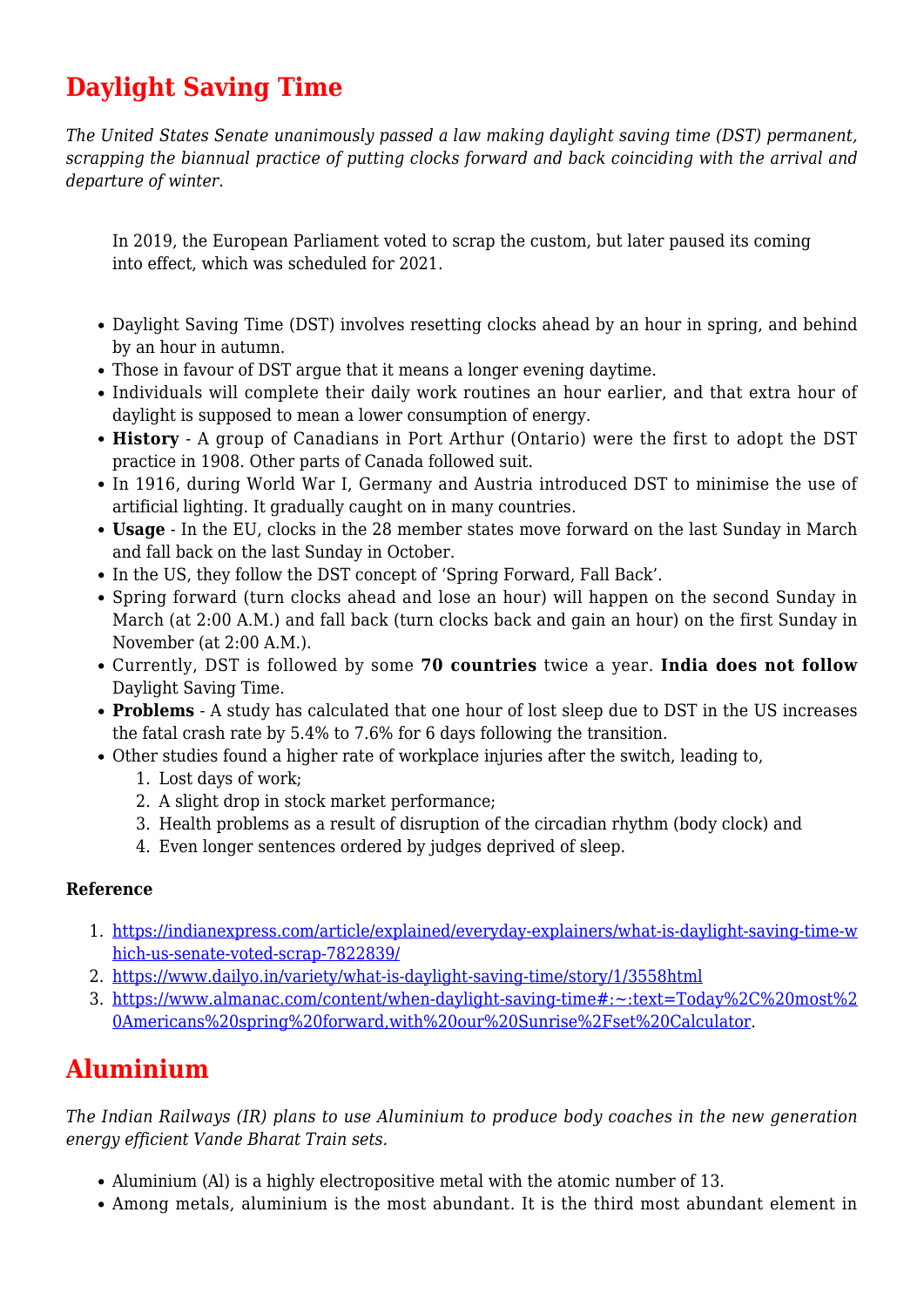# Daylight Saving Time

*The United States Senate unanimously passed a law making daylight saving time (DST) permanent, scrapping the biannual practice of putting clocks forward and back coinciding with the arrival and departure of winter.*

> In 2019, the European Parliament voted to scrap the custom, but later paused its coming into effect, which was scheduled for 2021.

- Daylight Saving Time (DST) involves resetting clocks ahead by an hour in spring, and behind by an hour in autumn.
- Those in favour of DST argue that it means a longer evening daytime.
- Individuals will complete their daily work routines an hour earlier, and that extra hour of daylight is supposed to mean a lower consumption of energy.
- **History** - A group of Canadians in Port Arthur (Ontario) were the first to adopt the DST practice in 1908. Other parts of Canada followed suit.
- In 1916, during World War I, Germany and Austria introduced DST to minimise the use of artificial lighting. It gradually caught on in many countries.
- **Usage** - In the EU, clocks in the 28 member states move forward on the last Sunday in March and fall back on the last Sunday in October.
- In the US, they follow the DST concept of 'Spring Forward, Fall Back'.
- Spring forward (turn clocks ahead and lose an hour) will happen on the second Sunday in March (at 2:00 A.M.) and fall back (turn clocks back and gain an hour) on the first Sunday in November (at 2:00 A.M.).
- Currently, DST is followed by some **70 countries** twice a year. **India does not follow** Daylight Saving Time.
- **Problems** - A study has calculated that one hour of lost sleep due to DST in the US increases the fatal crash rate by 5.4% to 7.6% for 6 days following the transition.
- Other studies found a higher rate of workplace injuries after the switch, leading to,
    1. Lost days of work;
    2. A slight drop in stock market performance;
    3. Health problems as a result of disruption of the circadian rhythm (body clock) and
    4. Even longer sentences ordered by judges deprived of sleep.

**Reference**

1. https://indianexpress.com/article/explained/everyday-explainers/what-is-daylight-saving-time-which-us-senate-voted-scrap-7822839/
2. https://www.dailyo.in/variety/what-is-daylight-saving-time/story/1/3558html
3. https://www.almanac.com/content/when-daylight-saving-time#:~:text=Today%2C%20most%20Americans%20spring%20forward,with%20our%20Sunrise%2Fset%20Calculator.

# Aluminium

*The Indian Railways (IR) plans to use Aluminium to produce body coaches in the new generation energy efficient Vande Bharat Train sets.*

- Aluminium (Al) is a highly electropositive metal with the atomic number of 13.
- Among metals, aluminium is the most abundant. It is the third most abundant element in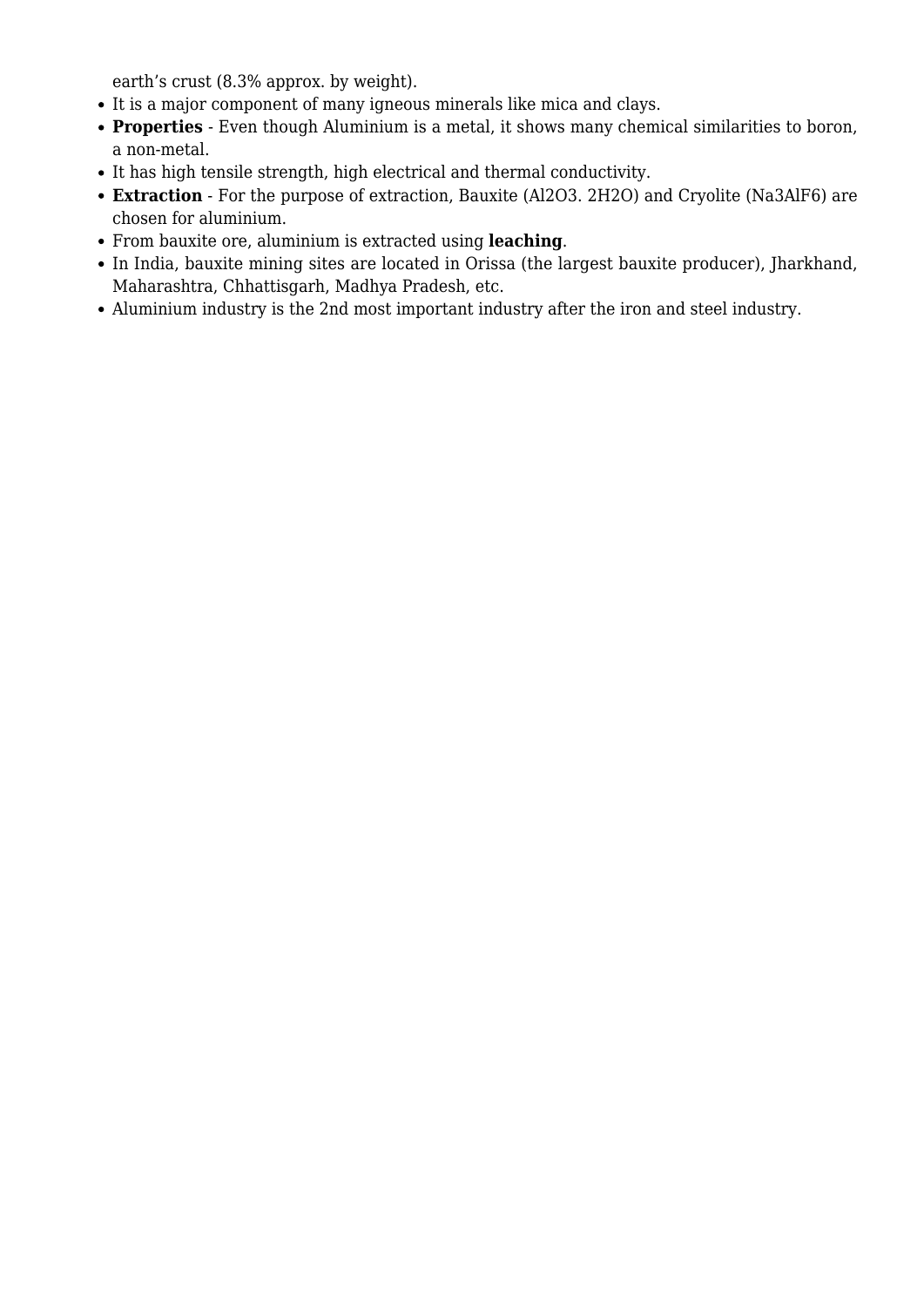earth's crust (8.3% approx. by weight).

- It is a major component of many igneous minerals like mica and clays.
- **Properties** - Even though Aluminium is a metal, it shows many chemical similarities to boron, a non-metal.
- It has high tensile strength, high electrical and thermal conductivity.
- **Extraction** - For the purpose of extraction, Bauxite ($Al_2O_3. 2H_2O$) and Cryolite ($Na_3AlF_6$) are chosen for aluminium.
- From bauxite ore, aluminium is extracted using **leaching**.
- In India, bauxite mining sites are located in Orissa (the largest bauxite producer), Jharkhand, Maharashtra, Chhattisgarh, Madhya Pradesh, etc.
- Aluminium industry is the 2nd most important industry after the iron and steel industry.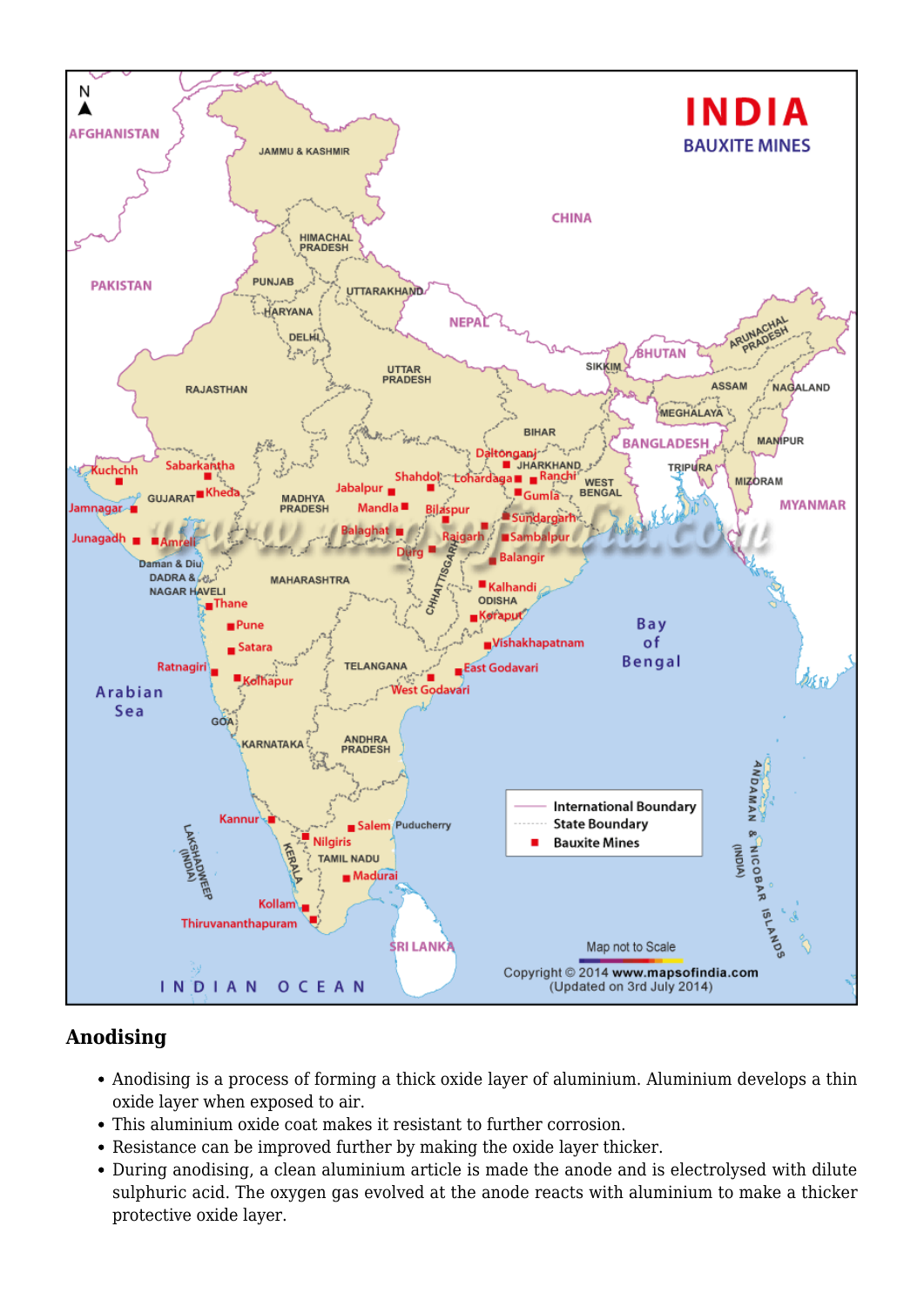## Anodising

- Anodising is a process of forming a thick oxide layer of aluminium. Aluminium develops a thin oxide layer when exposed to air.
- This aluminium oxide coat makes it resistant to further corrosion.
- Resistance can be improved further by making the oxide layer thicker.
- During anodising, a clean aluminium article is made the anode and is electrolysed with dilute sulphuric acid. The oxygen gas evolved at the anode reacts with aluminium to make a thicker protective oxide layer.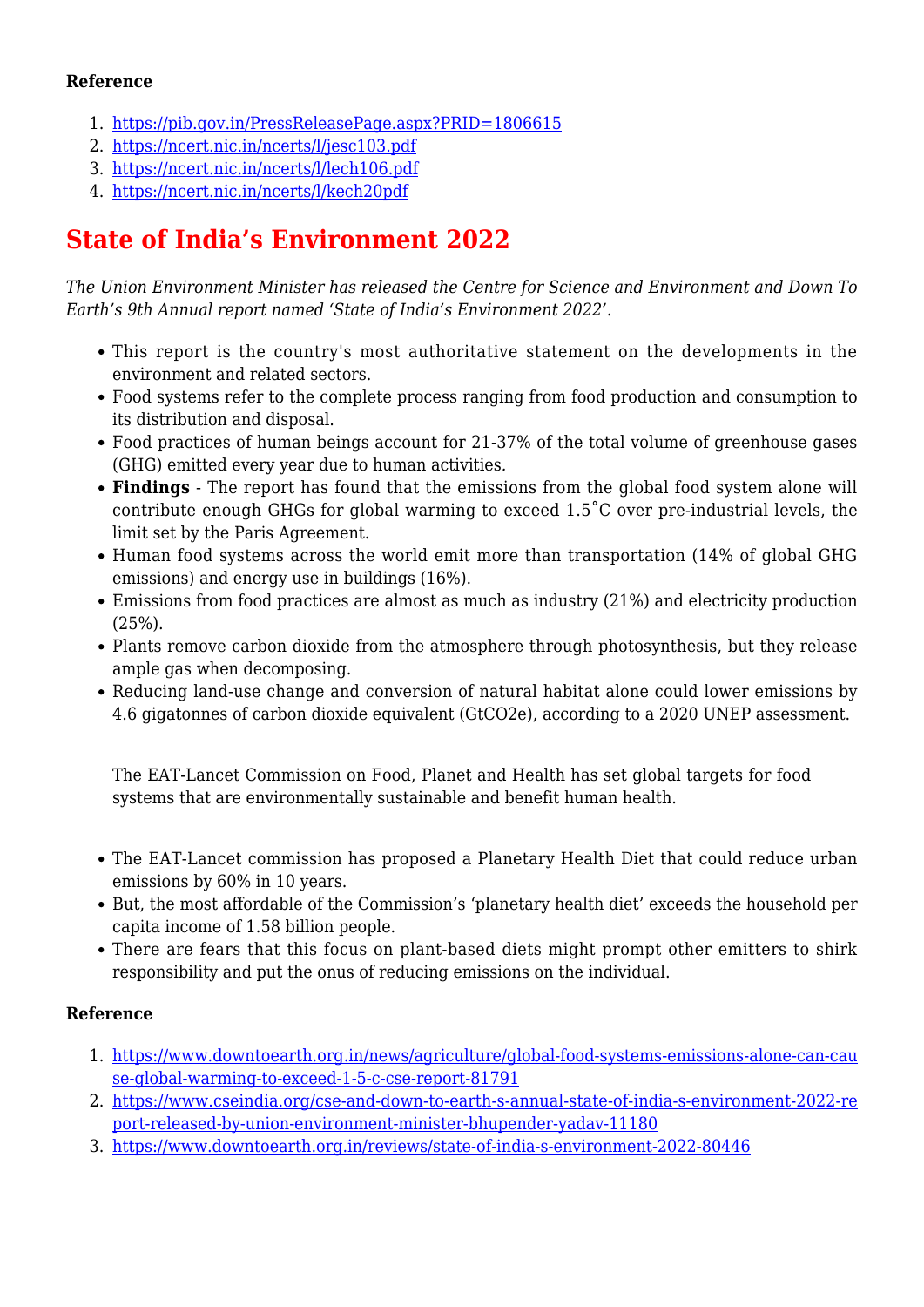**Reference**

1. https://pib.gov.in/PressReleasePage.aspx?PRID=1806615
2. https://ncert.nic.in/ncerts/l/jesc103.pdf
3. https://ncert.nic.in/ncerts/l/lech106.pdf
4. https://ncert.nic.in/ncerts/l/kech20pdf

# State of India's Environment 2022

*The Union Environment Minister has released the Centre for Science and Environment and Down To Earth's 9th Annual report named 'State of India's Environment 2022'.*

- This report is the country's most authoritative statement on the developments in the environment and related sectors.
- Food systems refer to the complete process ranging from food production and consumption to its distribution and disposal.
- Food practices of human beings account for 21-37% of the total volume of greenhouse gases (GHG) emitted every year due to human activities.
- **Findings** - The report has found that the emissions from the global food system alone will contribute enough GHGs for global warming to exceed 1.5˚C over pre-industrial levels, the limit set by the Paris Agreement.
- Human food systems across the world emit more than transportation (14% of global GHG emissions) and energy use in buildings (16%).
- Emissions from food practices are almost as much as industry (21%) and electricity production (25%).
- Plants remove carbon dioxide from the atmosphere through photosynthesis, but they release ample gas when decomposing.
- Reducing land-use change and conversion of natural habitat alone could lower emissions by 4.6 gigatonnes of carbon dioxide equivalent (GtCO2e), according to a 2020 UNEP assessment.

The EAT-Lancet Commission on Food, Planet and Health has set global targets for food systems that are environmentally sustainable and benefit human health.

- The EAT-Lancet commission has proposed a Planetary Health Diet that could reduce urban emissions by 60% in 10 years.
- But, the most affordable of the Commission's 'planetary health diet' exceeds the household per capita income of 1.58 billion people.
- There are fears that this focus on plant-based diets might prompt other emitters to shirk responsibility and put the onus of reducing emissions on the individual.

**Reference**

1. https://www.downtoearth.org.in/news/agriculture/global-food-systems-emissions-alone-can-cause-global-warming-to-exceed-1-5-c-cse-report-81791
2. https://www.cseindia.org/cse-and-down-to-earth-s-annual-state-of-india-s-environment-2022-report-released-by-union-environment-minister-bhupender-yadav-11180
3. https://www.downtoearth.org.in/reviews/state-of-india-s-environment-2022-80446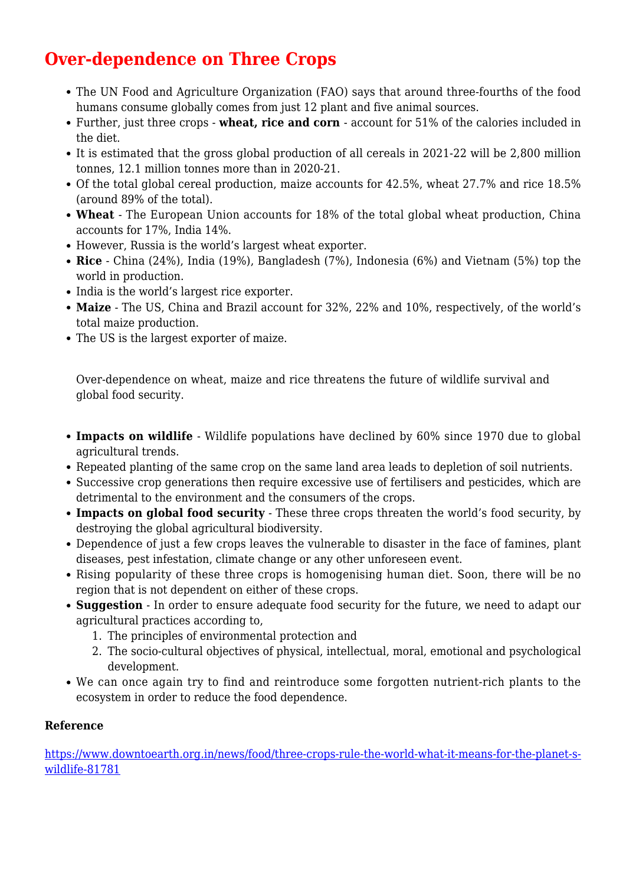# Over-dependence on Three Crops

- The UN Food and Agriculture Organization (FAO) says that around three-fourths of the food humans consume globally comes from just 12 plant and five animal sources.
- Further, just three crops - **wheat, rice and corn** - account for 51% of the calories included in the diet.
- It is estimated that the gross global production of all cereals in 2021-22 will be 2,800 million tonnes, 12.1 million tonnes more than in 2020-21.
- Of the total global cereal production, maize accounts for 42.5%, wheat 27.7% and rice 18.5% (around 89% of the total).
- **Wheat** - The European Union accounts for 18% of the total global wheat production, China accounts for 17%, India 14%.
- However, Russia is the world's largest wheat exporter.
- **Rice** - China (24%), India (19%), Bangladesh (7%), Indonesia (6%) and Vietnam (5%) top the world in production.
- India is the world's largest rice exporter.
- **Maize** - The US, China and Brazil account for 32%, 22% and 10%, respectively, of the world's total maize production.
- The US is the largest exporter of maize.

Over-dependence on wheat, maize and rice threatens the future of wildlife survival and global food security.

- **Impacts on wildlife** - Wildlife populations have declined by 60% since 1970 due to global agricultural trends.
- Repeated planting of the same crop on the same land area leads to depletion of soil nutrients.
- Successive crop generations then require excessive use of fertilisers and pesticides, which are detrimental to the environment and the consumers of the crops.
- **Impacts on global food security** - These three crops threaten the world's food security, by destroying the global agricultural biodiversity.
- Dependence of just a few crops leaves the vulnerable to disaster in the face of famines, plant diseases, pest infestation, climate change or any other unforeseen event.
- Rising popularity of these three crops is homogenising human diet. Soon, there will be no region that is not dependent on either of these crops.
- **Suggestion** - In order to ensure adequate food security for the future, we need to adapt our agricultural practices according to,
  1. The principles of environmental protection and
  2. The socio-cultural objectives of physical, intellectual, moral, emotional and psychological development.
- We can once again try to find and reintroduce some forgotten nutrient-rich plants to the ecosystem in order to reduce the food dependence.

**Reference**

https://www.downtoearth.org.in/news/food/three-crops-rule-the-world-what-it-means-for-the-planet-s-wildlife-81781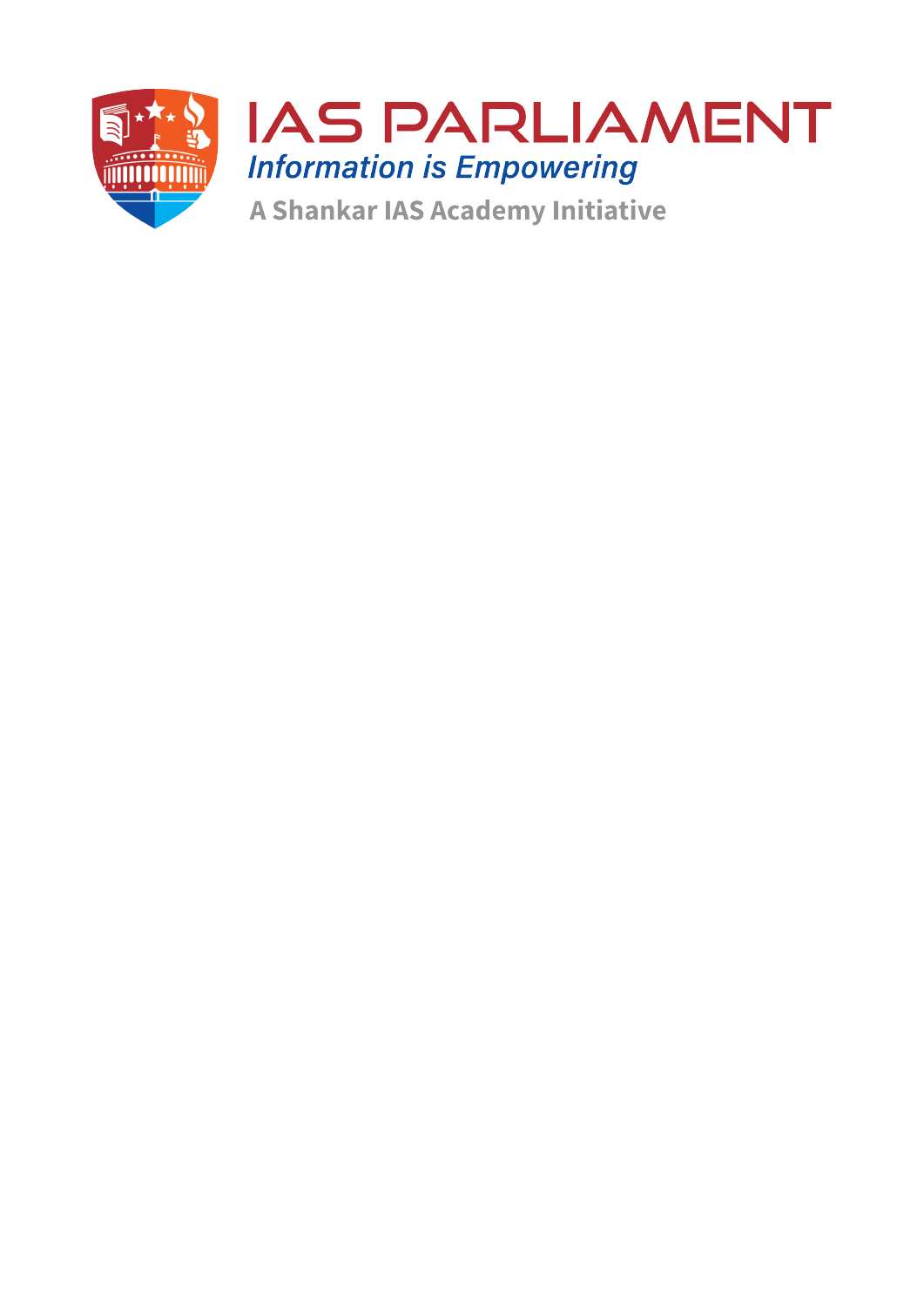IAS PARLIAMENT

*Information is Empowering*

A Shankar IAS Academy Initiative